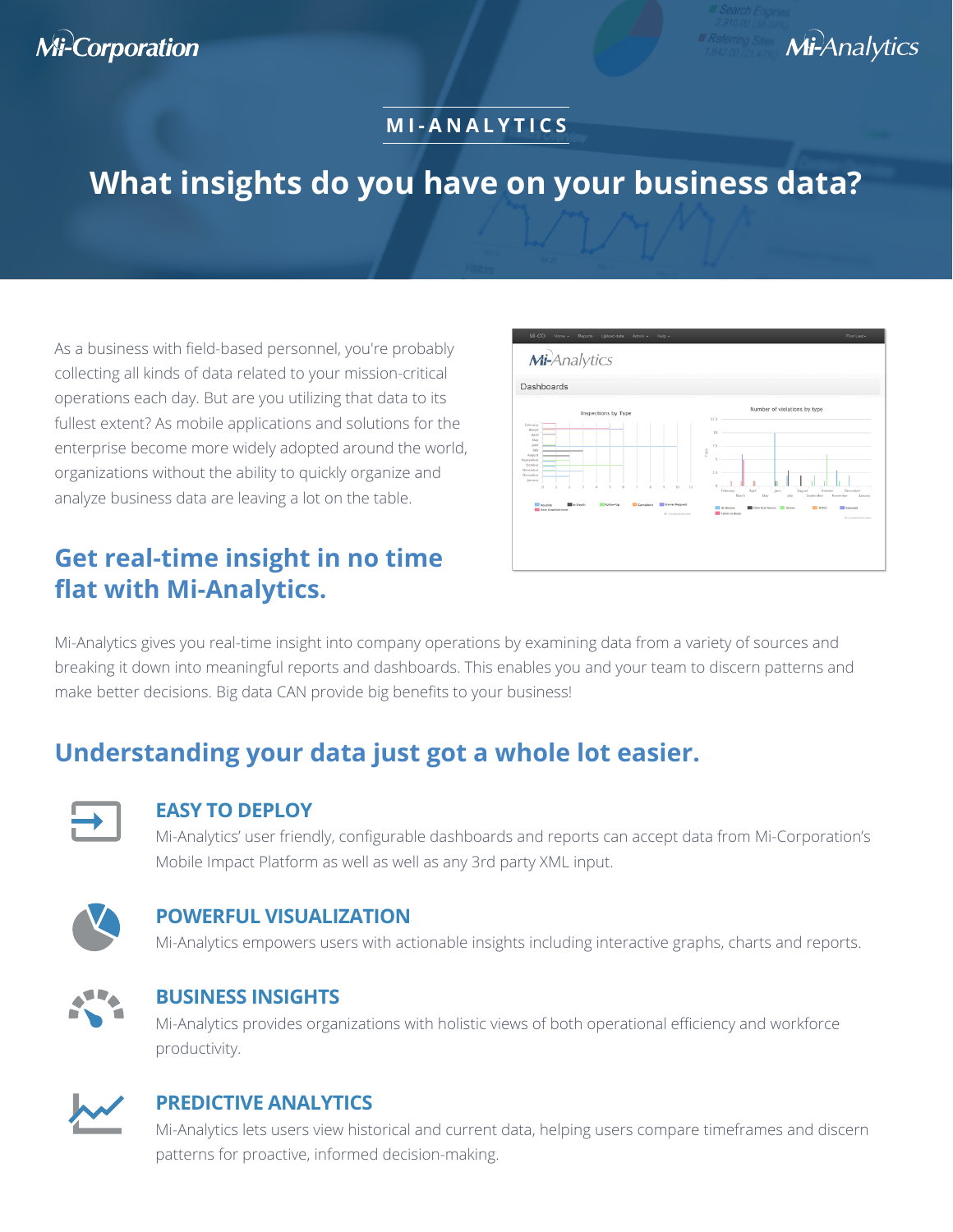Mi-Corporation

Mi-Analytics

# MI-ANALYTICS

## What insights do you have on your business data?

As a business with field-based personnel, you're probably collecting all kinds of data related to your mission-critical operations each day. But are you utilizing that data to its fullest extent? As mobile applications and solutions for the enterprise become more widely adopted around the world, organizations without the ability to quickly organize and analyze business data are leaving a lot on the table.

## Get real-time insight in no time flat with Mi-Analytics.

Mi-Analytics gives you real-time insight into company operations by examining data from a variety of sources and breaking it down into meaningful reports and dashboards. This enables you and your team to discern patterns and make better decisions. Big data CAN provide big benefits to your business!

## Understanding your data just got a whole lot easier.

### EASY TO DEPLOY

Mi-Analytics' user friendly, configurable dashboards and reports can accept data from Mi-Corporation's Mobile Impact Platform as well as well as any 3rd party XML input.

### POWERFUL VISUALIZATION

Mi-Analytics empowers users with actionable insights including interactive graphs, charts and reports.

### BUSINESS INSIGHTS

Mi-Analytics provides organizations with holistic views of both operational efficiency and workforce productivity.

### PREDICTIVE ANALYTICS

Mi-Analytics lets users view historical and current data, helping users compare timeframes and discern patterns for proactive, informed decision-making.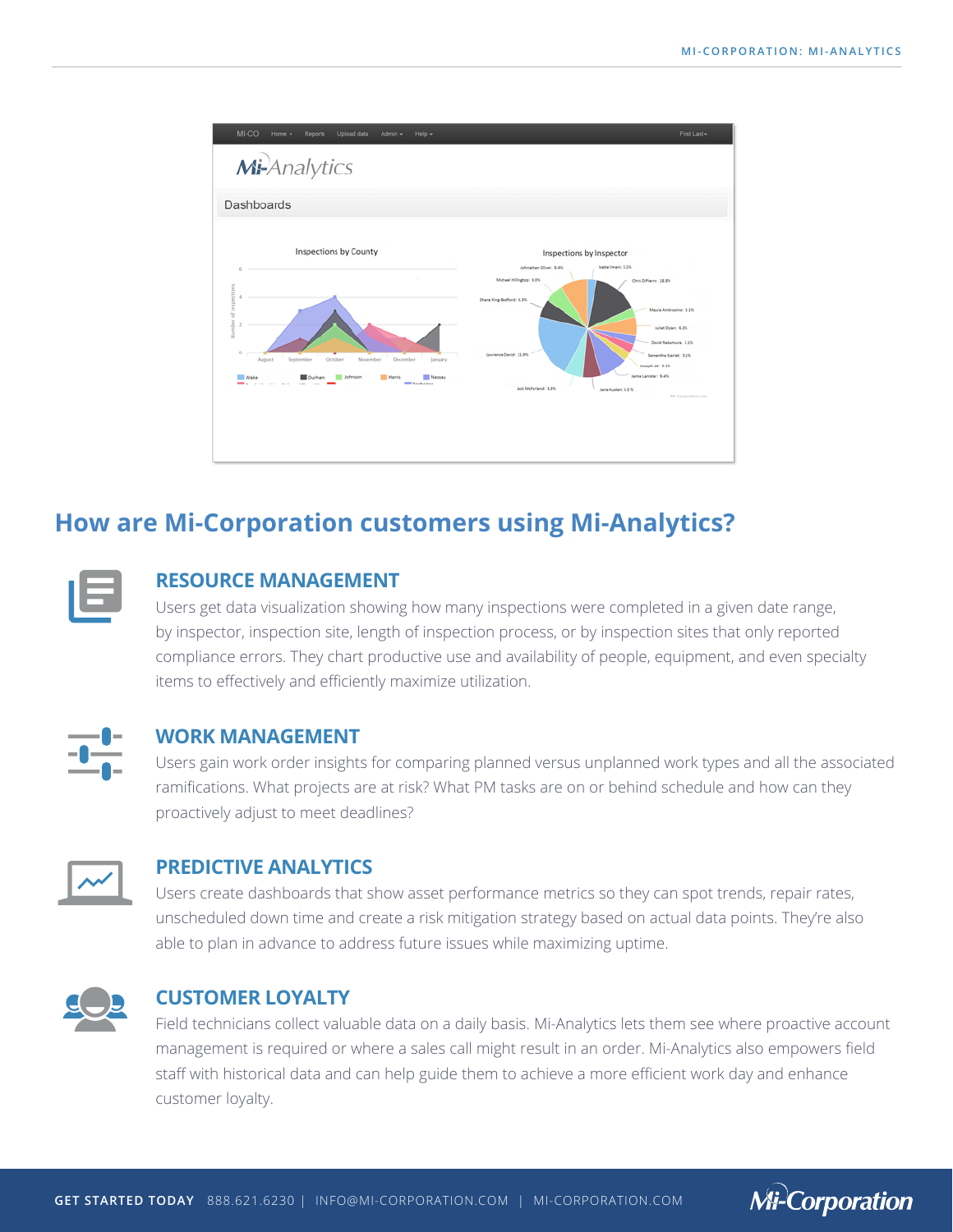## How are Mi-Corporation customers using Mi-Analytics?

### RESOURCE MANAGEMENT

Users get data visualization showing how many inspections were completed in a given date range, by inspector, inspection site, length of inspection process, or by inspection sites that only reported compliance errors. They chart productive use and availability of people, equipment, and even specialty items to effectively and efficiently maximize utilization.

### WORK MANAGEMENT

Users gain work order insights for comparing planned versus unplanned work types and all the associated ramifications. What projects are at risk? What PM tasks are on or behind schedule and how can they proactively adjust to meet deadlines?

### PREDICTIVE ANALYTICS

Users create dashboards that show asset performance metrics so they can spot trends, repair rates, unscheduled down time and create a risk mitigation strategy based on actual data points. They're also able to plan in advance to address future issues while maximizing uptime.

### CUSTOMER LOYALTY

Field technicians collect valuable data on a daily basis. Mi-Analytics lets them see where proactive account management is required or where a sales call might result in an order. Mi-Analytics also empowers field staff with historical data and can help guide them to achieve a more efficient work day and enhance customer loyalty.

**GET STARTED TODAY** 888.621.6230 | INFO@MI-CORPORATION.COM | MI-CORPORATION.COM